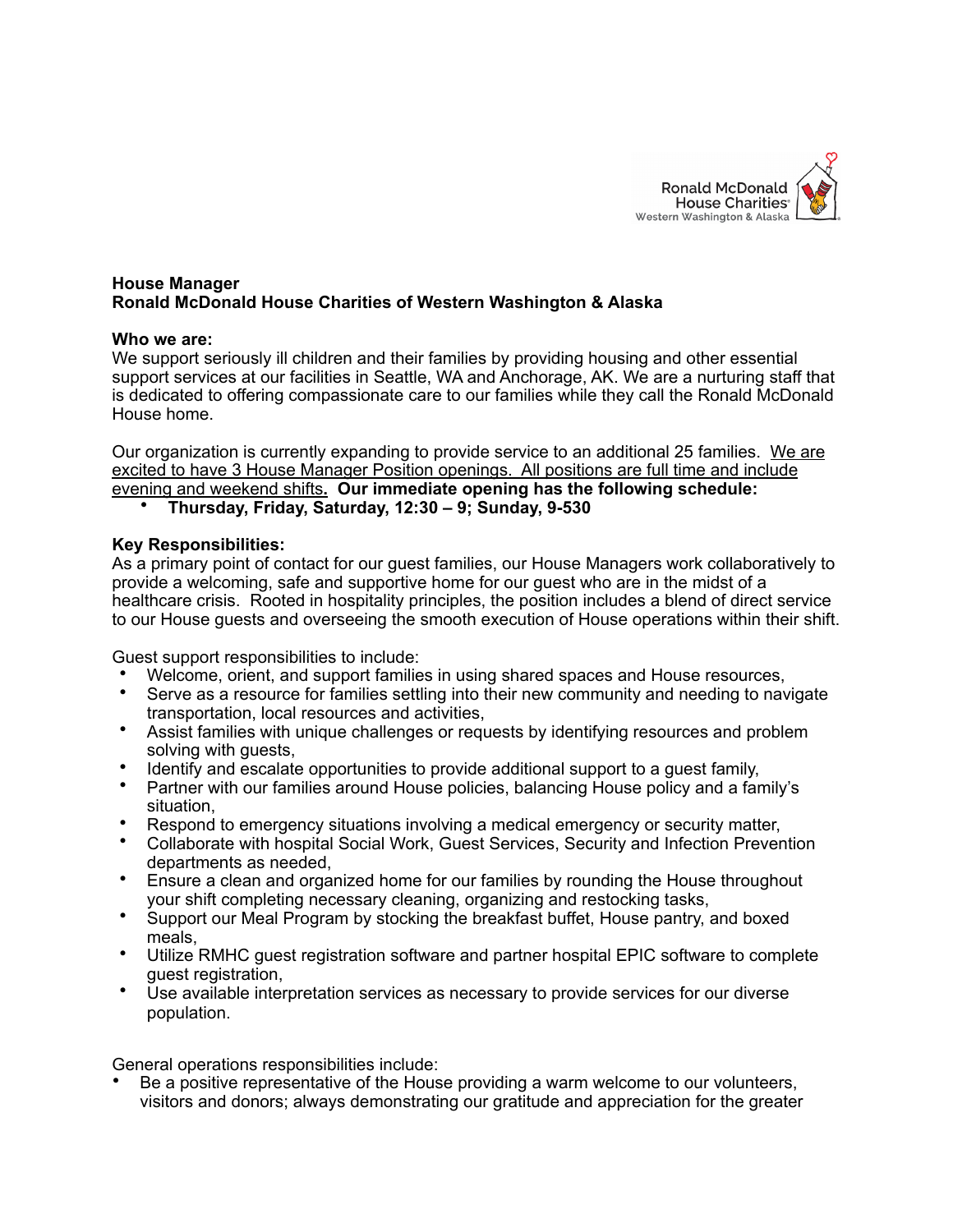**House Manager**
**Ronald McDonald House Charities of Western Washington & Alaska**

**Who we are:**
We support seriously ill children and their families by providing housing and other essential support services at our facilities in Seattle, WA and Anchorage, AK. We are a nurturing staff that is dedicated to offering compassionate care to our families while they call the Ronald McDonald House home.

Our organization is currently expanding to provide service to an additional 25 families. We are excited to have 3 House Manager Position openings. All positions are full time and include evening and weekend shifts**.** **Our immediate opening has the following schedule:**

- **Thursday, Friday, Saturday, 12:30 – 9; Sunday, 9-530**

**Key Responsibilities:**
As a primary point of contact for our guest families, our House Managers work collaboratively to provide a welcoming, safe and supportive home for our guest who are in the midst of a healthcare crisis. Rooted in hospitality principles, the position includes a blend of direct service to our House guests and overseeing the smooth execution of House operations within their shift.

Guest support responsibilities to include:

- Welcome, orient, and support families in using shared spaces and House resources,
- Serve as a resource for families settling into their new community and needing to navigate transportation, local resources and activities,
- Assist families with unique challenges or requests by identifying resources and problem solving with guests,
- Identify and escalate opportunities to provide additional support to a guest family,
- Partner with our families around House policies, balancing House policy and a family's situation,
- Respond to emergency situations involving a medical emergency or security matter,
- Collaborate with hospital Social Work, Guest Services, Security and Infection Prevention departments as needed,
- Ensure a clean and organized home for our families by rounding the House throughout your shift completing necessary cleaning, organizing and restocking tasks,
- Support our Meal Program by stocking the breakfast buffet, House pantry, and boxed meals,
- Utilize RMHC guest registration software and partner hospital EPIC software to complete guest registration,
- Use available interpretation services as necessary to provide services for our diverse population.

General operations responsibilities include:

- Be a positive representative of the House providing a warm welcome to our volunteers, visitors and donors; always demonstrating our gratitude and appreciation for the greater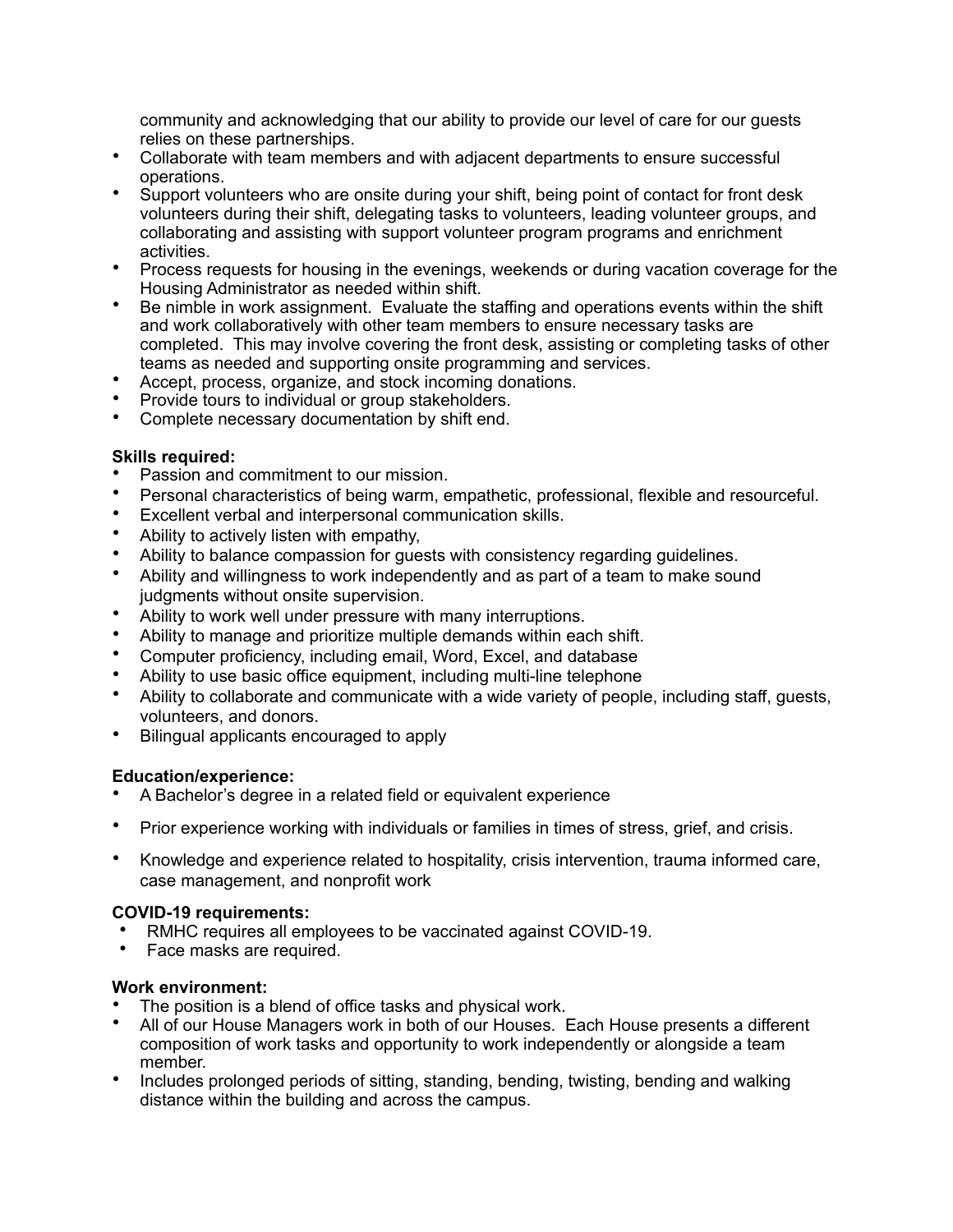community and acknowledging that our ability to provide our level of care for our guests relies on these partnerships.
- Collaborate with team members and with adjacent departments to ensure successful operations.
- Support volunteers who are onsite during your shift, being point of contact for front desk volunteers during their shift, delegating tasks to volunteers, leading volunteer groups, and collaborating and assisting with support volunteer program programs and enrichment activities.
- Process requests for housing in the evenings, weekends or during vacation coverage for the Housing Administrator as needed within shift.
- Be nimble in work assignment. Evaluate the staffing and operations events within the shift and work collaboratively with other team members to ensure necessary tasks are completed. This may involve covering the front desk, assisting or completing tasks of other teams as needed and supporting onsite programming and services.
- Accept, process, organize, and stock incoming donations.
- Provide tours to individual or group stakeholders.
- Complete necessary documentation by shift end.

**Skills required:**
- Passion and commitment to our mission.
- Personal characteristics of being warm, empathetic, professional, flexible and resourceful.
- Excellent verbal and interpersonal communication skills.
- Ability to actively listen with empathy,
- Ability to balance compassion for guests with consistency regarding guidelines.
- Ability and willingness to work independently and as part of a team to make sound judgments without onsite supervision.
- Ability to work well under pressure with many interruptions.
- Ability to manage and prioritize multiple demands within each shift.
- Computer proficiency, including email, Word, Excel, and database
- Ability to use basic office equipment, including multi-line telephone
- Ability to collaborate and communicate with a wide variety of people, including staff, guests, volunteers, and donors.
- Bilingual applicants encouraged to apply

**Education/experience:**
- A Bachelor's degree in a related field or equivalent experience
- Prior experience working with individuals or families in times of stress, grief, and crisis.
- Knowledge and experience related to hospitality, crisis intervention, trauma informed care, case management, and nonprofit work

**COVID-19 requirements:**
- RMHC requires all employees to be vaccinated against COVID-19.
- Face masks are required.

**Work environment:**
- The position is a blend of office tasks and physical work.
- All of our House Managers work in both of our Houses. Each House presents a different composition of work tasks and opportunity to work independently or alongside a team member.
- Includes prolonged periods of sitting, standing, bending, twisting, bending and walking distance within the building and across the campus.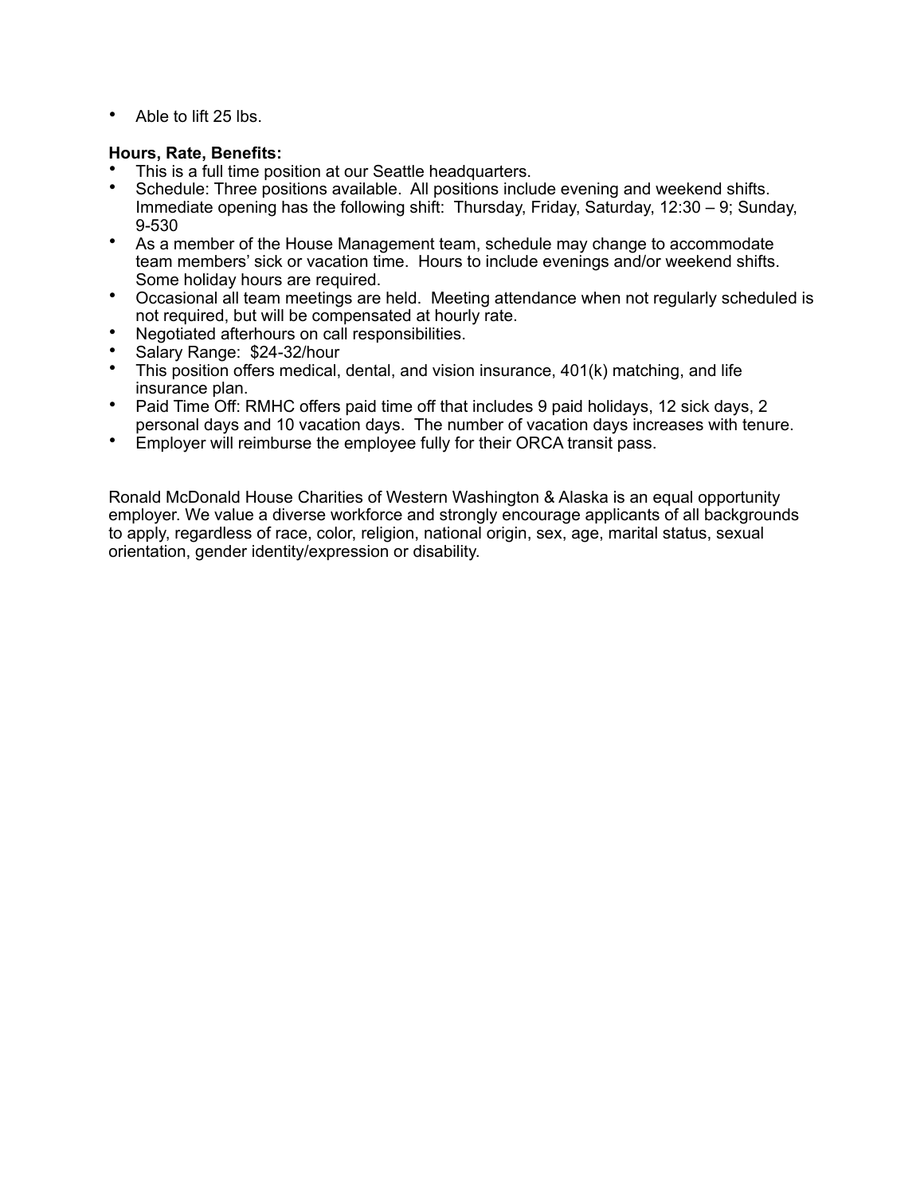- Able to lift 25 lbs.

**Hours, Rate, Benefits:**

- This is a full time position at our Seattle headquarters.
- Schedule: Three positions available. All positions include evening and weekend shifts. Immediate opening has the following shift: Thursday, Friday, Saturday, 12:30 – 9; Sunday, 9-530
- As a member of the House Management team, schedule may change to accommodate team members' sick or vacation time. Hours to include evenings and/or weekend shifts. Some holiday hours are required.
- Occasional all team meetings are held. Meeting attendance when not regularly scheduled is not required, but will be compensated at hourly rate.
- Negotiated afterhours on call responsibilities.
- Salary Range: $24-32/hour
- This position offers medical, dental, and vision insurance, 401(k) matching, and life insurance plan.
- Paid Time Off: RMHC offers paid time off that includes 9 paid holidays, 12 sick days, 2 personal days and 10 vacation days. The number of vacation days increases with tenure.
- Employer will reimburse the employee fully for their ORCA transit pass.

Ronald McDonald House Charities of Western Washington & Alaska is an equal opportunity employer. We value a diverse workforce and strongly encourage applicants of all backgrounds to apply, regardless of race, color, religion, national origin, sex, age, marital status, sexual orientation, gender identity/expression or disability.